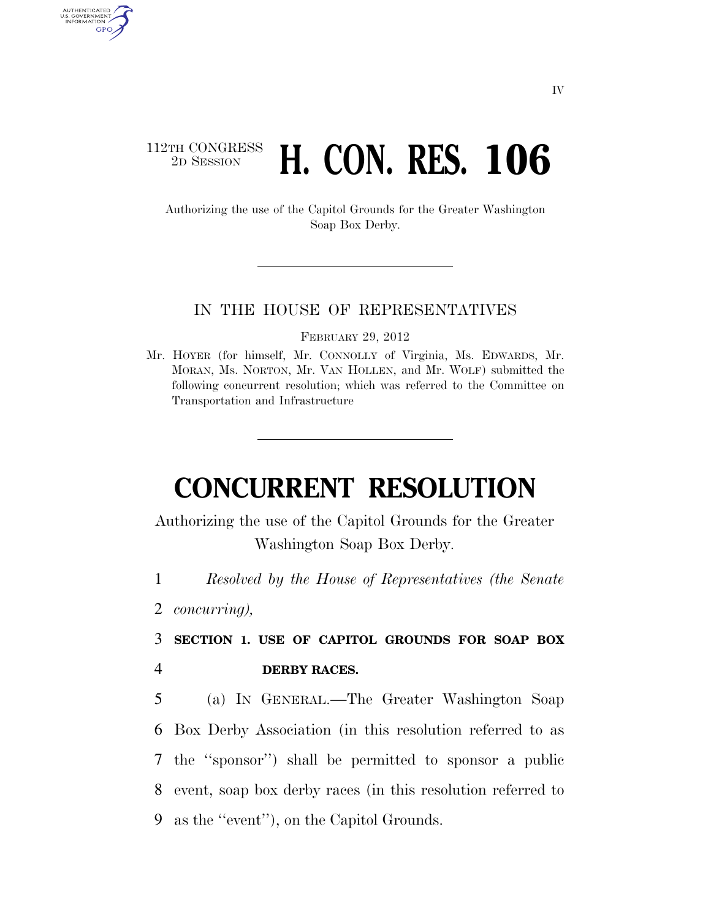112TH CONGRESS
2D SESSION

# H. CON. RES. 106

Authorizing the use of the Capitol Grounds for the Greater Washington Soap Box Derby.

IN THE HOUSE OF REPRESENTATIVES

FEBRUARY 29, 2012

Mr. HOYER (for himself, Mr. CONNOLLY of Virginia, Ms. EDWARDS, Mr. MORAN, Ms. NORTON, Mr. VAN HOLLEN, and Mr. WOLF) submitted the following concurrent resolution; which was referred to the Committee on Transportation and Infrastructure

# CONCURRENT RESOLUTION

Authorizing the use of the Capitol Grounds for the Greater Washington Soap Box Derby.

1 *Resolved by the House of Representatives (the Senate*
2 *concurring),*

3 **SECTION 1. USE OF CAPITOL GROUNDS FOR SOAP BOX**
4 **DERBY RACES.**

5 (a) IN GENERAL.—The Greater Washington Soap
6 Box Derby Association (in this resolution referred to as
7 the ''sponsor'') shall be permitted to sponsor a public
8 event, soap box derby races (in this resolution referred to
9 as the ''event''), on the Capitol Grounds.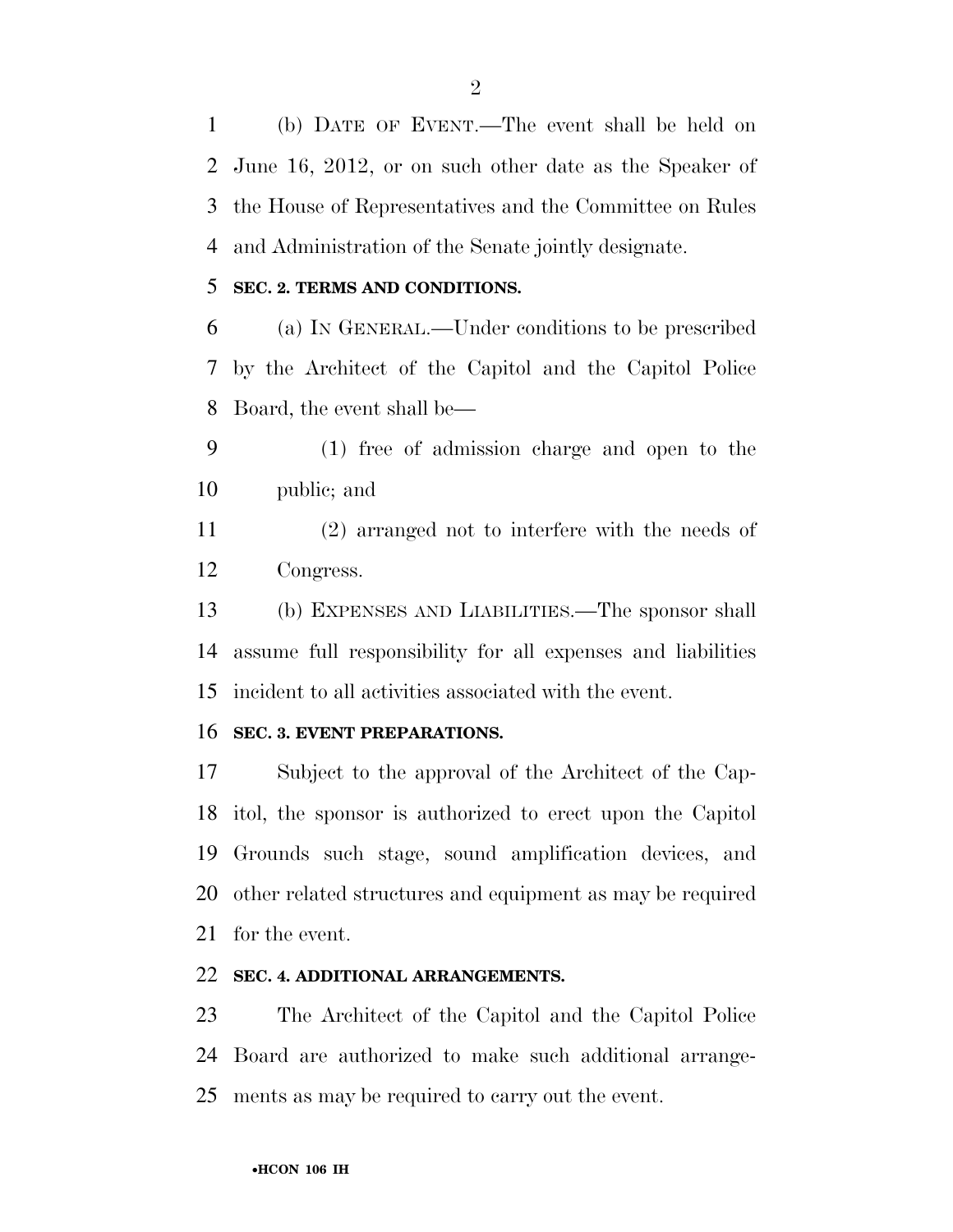(b) DATE OF EVENT.—The event shall be held on June 16, 2012, or on such other date as the Speaker of the House of Representatives and the Committee on Rules and Administration of the Senate jointly designate.

**SEC. 2. TERMS AND CONDITIONS.**

(a) IN GENERAL.—Under conditions to be prescribed by the Architect of the Capitol and the Capitol Police Board, the event shall be—

(1) free of admission charge and open to the public; and

(2) arranged not to interfere with the needs of Congress.

(b) EXPENSES AND LIABILITIES.—The sponsor shall assume full responsibility for all expenses and liabilities incident to all activities associated with the event.

**SEC. 3. EVENT PREPARATIONS.**

Subject to the approval of the Architect of the Capitol, the sponsor is authorized to erect upon the Capitol Grounds such stage, sound amplification devices, and other related structures and equipment as may be required for the event.

**SEC. 4. ADDITIONAL ARRANGEMENTS.**

The Architect of the Capitol and the Capitol Police Board are authorized to make such additional arrangements as may be required to carry out the event.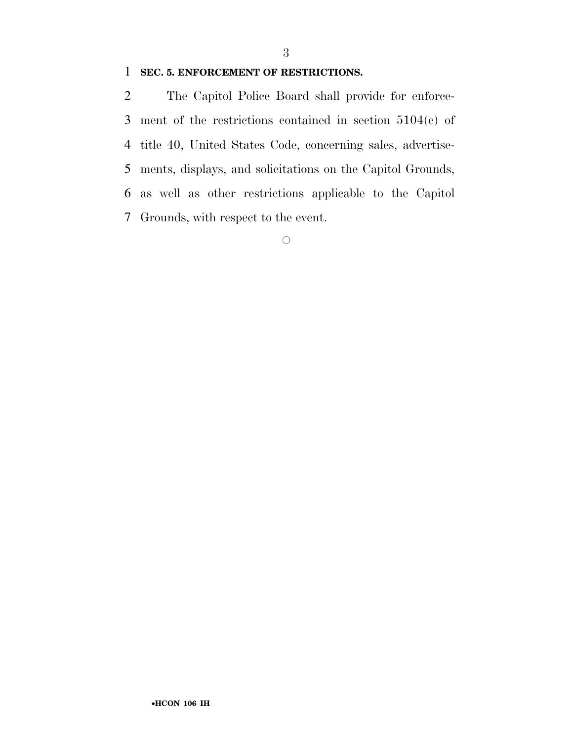**SEC. 5. ENFORCEMENT OF RESTRICTIONS.**

The Capitol Police Board shall provide for enforcement of the restrictions contained in section 5104(c) of title 40, United States Code, concerning sales, advertisements, displays, and solicitations on the Capitol Grounds, as well as other restrictions applicable to the Capitol Grounds, with respect to the event.

○